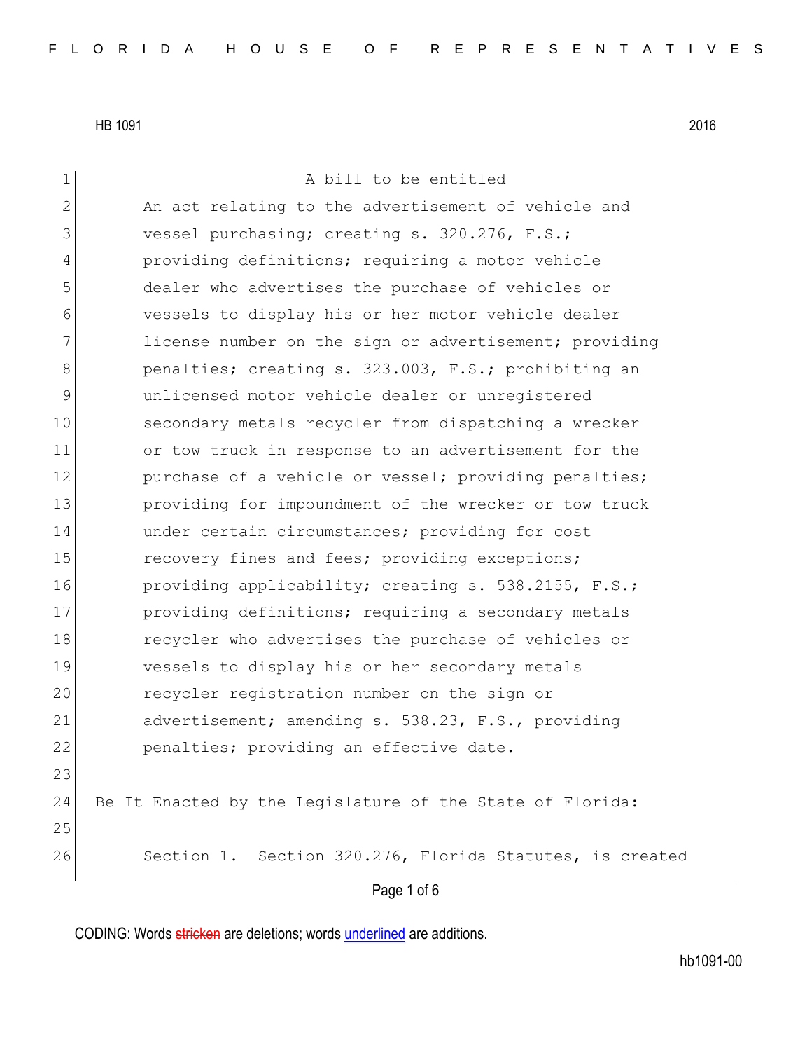HB 1091 2016

A bill to be entitled

An act relating to the advertisement of vehicle and vessel purchasing; creating s. 320.276, F.S.; providing definitions; requiring a motor vehicle dealer who advertises the purchase of vehicles or vessels to display his or her motor vehicle dealer license number on the sign or advertisement; providing penalties; creating s. 323.003, F.S.; prohibiting an unlicensed motor vehicle dealer or unregistered secondary metals recycler from dispatching a wrecker or tow truck in response to an advertisement for the purchase of a vehicle or vessel; providing penalties; providing for impoundment of the wrecker or tow truck under certain circumstances; providing for cost recovery fines and fees; providing exceptions; providing applicability; creating s. 538.2155, F.S.; providing definitions; requiring a secondary metals recycler who advertises the purchase of vehicles or vessels to display his or her secondary metals recycler registration number on the sign or advertisement; amending s. 538.23, F.S., providing penalties; providing an effective date.

Be It Enacted by the Legislature of the State of Florida:

Section 1. Section 320.276, Florida Statutes, is created

CODING: Words stricken are deletions; words underlined are additions.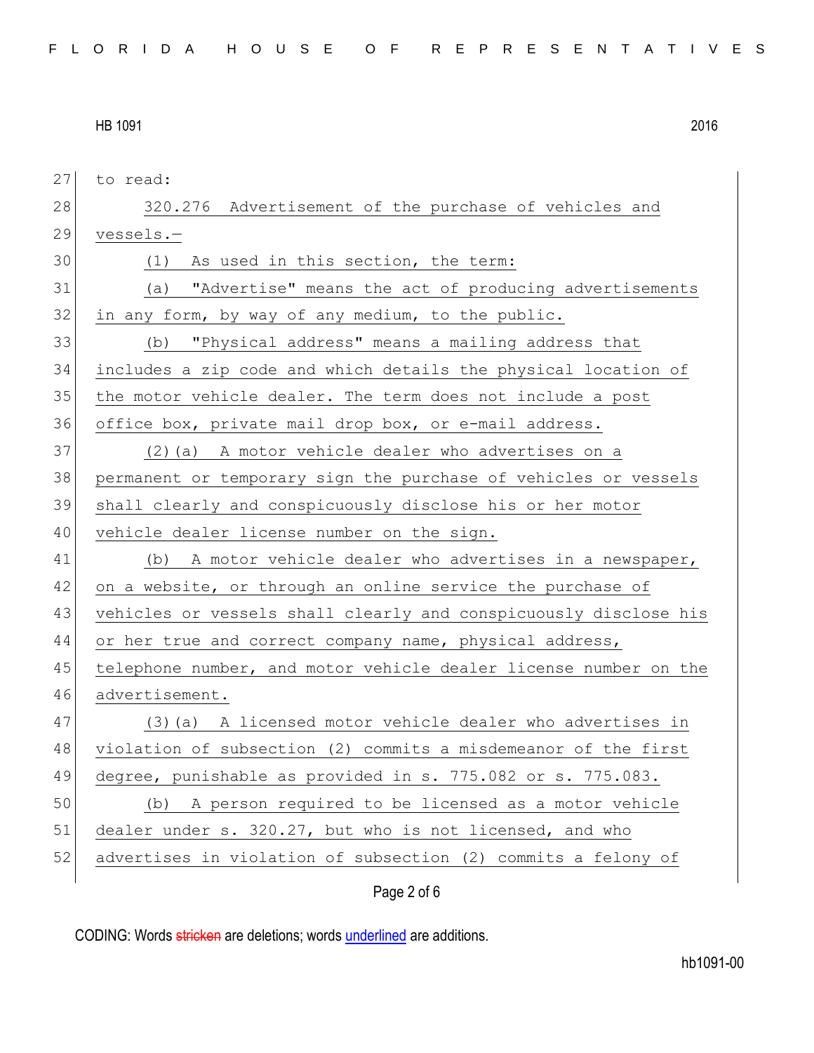to read:

320.276 Advertisement of the purchase of vehicles and vessels.—

(1) As used in this section, the term:

(a) "Advertise" means the act of producing advertisements in any form, by way of any medium, to the public.

(b) "Physical address" means a mailing address that includes a zip code and which details the physical location of the motor vehicle dealer. The term does not include a post office box, private mail drop box, or e-mail address.

(2)(a) A motor vehicle dealer who advertises on a permanent or temporary sign the purchase of vehicles or vessels shall clearly and conspicuously disclose his or her motor vehicle dealer license number on the sign.

(b) A motor vehicle dealer who advertises in a newspaper, on a website, or through an online service the purchase of vehicles or vessels shall clearly and conspicuously disclose his or her true and correct company name, physical address, telephone number, and motor vehicle dealer license number on the advertisement.

(3)(a) A licensed motor vehicle dealer who advertises in violation of subsection (2) commits a misdemeanor of the first degree, punishable as provided in s. 775.082 or s. 775.083.

(b) A person required to be licensed as a motor vehicle dealer under s. 320.27, but who is not licensed, and who advertises in violation of subsection (2) commits a felony of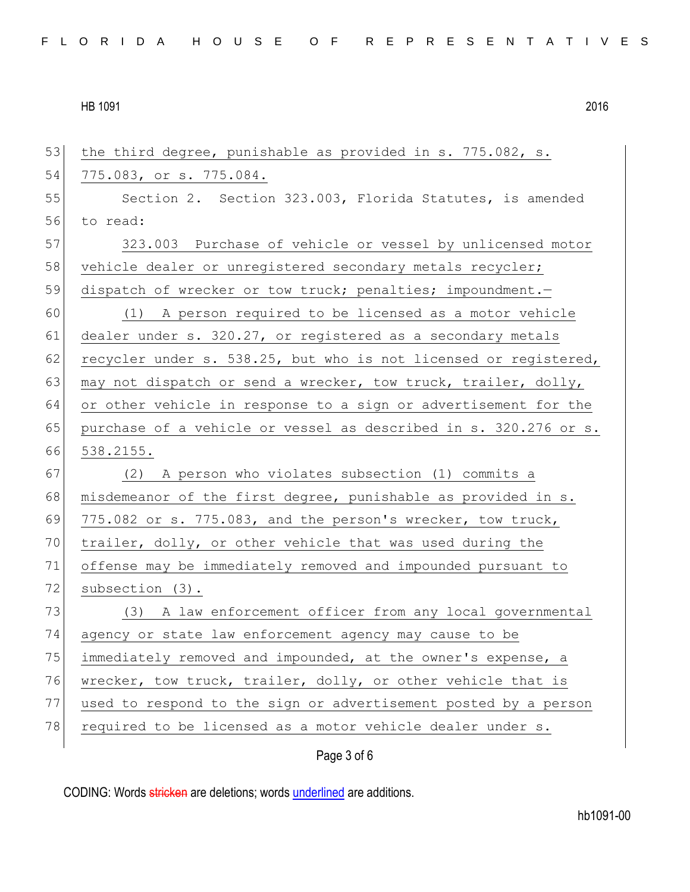53 the third degree, punishable as provided in s. 775.082, s.
54 775.083, or s. 775.084.

55 Section 2. Section 323.003, Florida Statutes, is amended
56 to read:

57 323.003 Purchase of vehicle or vessel by unlicensed motor
58 vehicle dealer or unregistered secondary metals recycler;
59 dispatch of wrecker or tow truck; penalties; impoundment.—

60 (1) A person required to be licensed as a motor vehicle
61 dealer under s. 320.27, or registered as a secondary metals
62 recycler under s. 538.25, but who is not licensed or registered,
63 may not dispatch or send a wrecker, tow truck, trailer, dolly,
64 or other vehicle in response to a sign or advertisement for the
65 purchase of a vehicle or vessel as described in s. 320.276 or s.
66 538.2155.

67 (2) A person who violates subsection (1) commits a
68 misdemeanor of the first degree, punishable as provided in s.
69 775.082 or s. 775.083, and the person's wrecker, tow truck,
70 trailer, dolly, or other vehicle that was used during the
71 offense may be immediately removed and impounded pursuant to
72 subsection (3).

73 (3) A law enforcement officer from any local governmental
74 agency or state law enforcement agency may cause to be
75 immediately removed and impounded, at the owner's expense, a
76 wrecker, tow truck, trailer, dolly, or other vehicle that is
77 used to respond to the sign or advertisement posted by a person
78 required to be licensed as a motor vehicle dealer under s.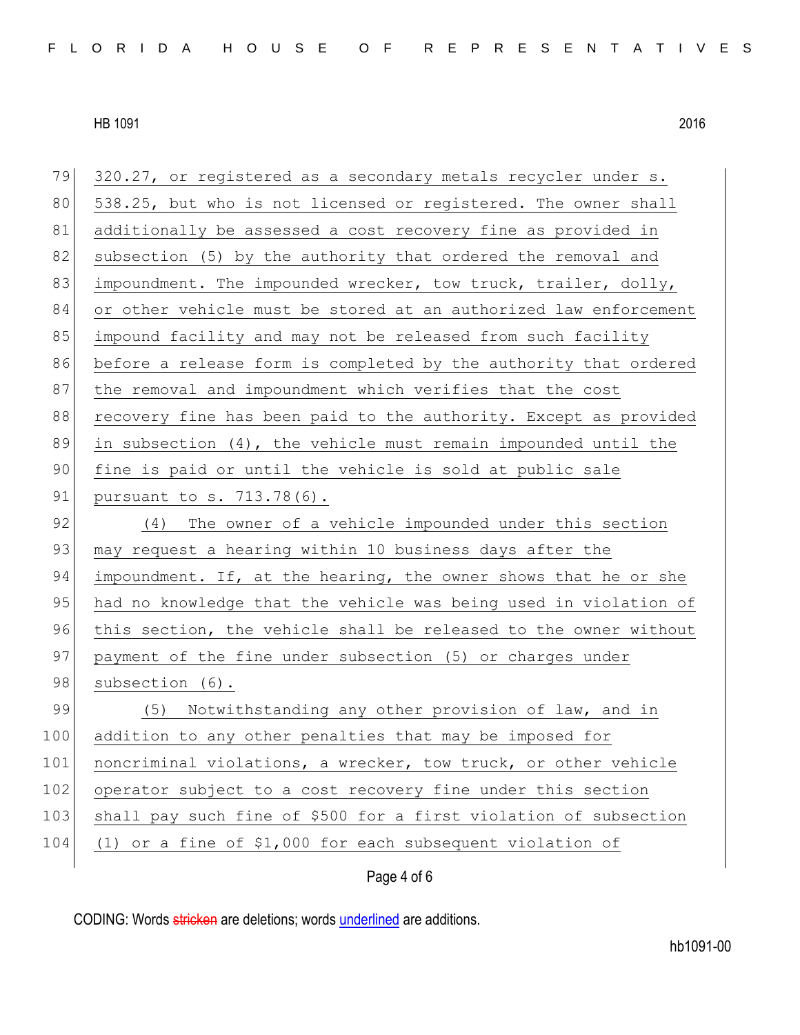320.27, or registered as a secondary metals recycler under s. 538.25, but who is not licensed or registered. The owner shall additionally be assessed a cost recovery fine as provided in subsection (5) by the authority that ordered the removal and impoundment. The impounded wrecker, tow truck, trailer, dolly, or other vehicle must be stored at an authorized law enforcement impound facility and may not be released from such facility before a release form is completed by the authority that ordered the removal and impoundment which verifies that the cost recovery fine has been paid to the authority. Except as provided in subsection (4), the vehicle must remain impounded until the fine is paid or until the vehicle is sold at public sale pursuant to s. 713.78(6).

(4) The owner of a vehicle impounded under this section may request a hearing within 10 business days after the impoundment. If, at the hearing, the owner shows that he or she had no knowledge that the vehicle was being used in violation of this section, the vehicle shall be released to the owner without payment of the fine under subsection (5) or charges under subsection (6).

(5) Notwithstanding any other provision of law, and in addition to any other penalties that may be imposed for noncriminal violations, a wrecker, tow truck, or other vehicle operator subject to a cost recovery fine under this section shall pay such fine of $500 for a first violation of subsection (1) or a fine of $1,000 for each subsequent violation of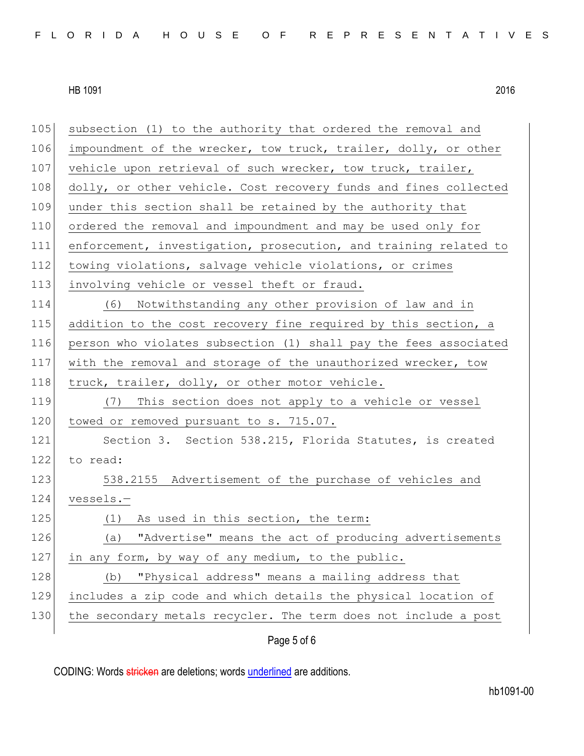subsection (1) to the authority that ordered the removal and impoundment of the wrecker, tow truck, trailer, dolly, or other vehicle upon retrieval of such wrecker, tow truck, trailer, dolly, or other vehicle. Cost recovery funds and fines collected under this section shall be retained by the authority that ordered the removal and impoundment and may be used only for enforcement, investigation, prosecution, and training related to towing violations, salvage vehicle violations, or crimes involving vehicle or vessel theft or fraud.

(6) Notwithstanding any other provision of law and in addition to the cost recovery fine required by this section, a person who violates subsection (1) shall pay the fees associated with the removal and storage of the unauthorized wrecker, tow truck, trailer, dolly, or other motor vehicle.

(7) This section does not apply to a vehicle or vessel towed or removed pursuant to s. 715.07.

Section 3. Section 538.215, Florida Statutes, is created to read:

538.2155 Advertisement of the purchase of vehicles and vessels.—

(1) As used in this section, the term:

(a) "Advertise" means the act of producing advertisements in any form, by way of any medium, to the public.

(b) "Physical address" means a mailing address that includes a zip code and which details the physical location of the secondary metals recycler. The term does not include a post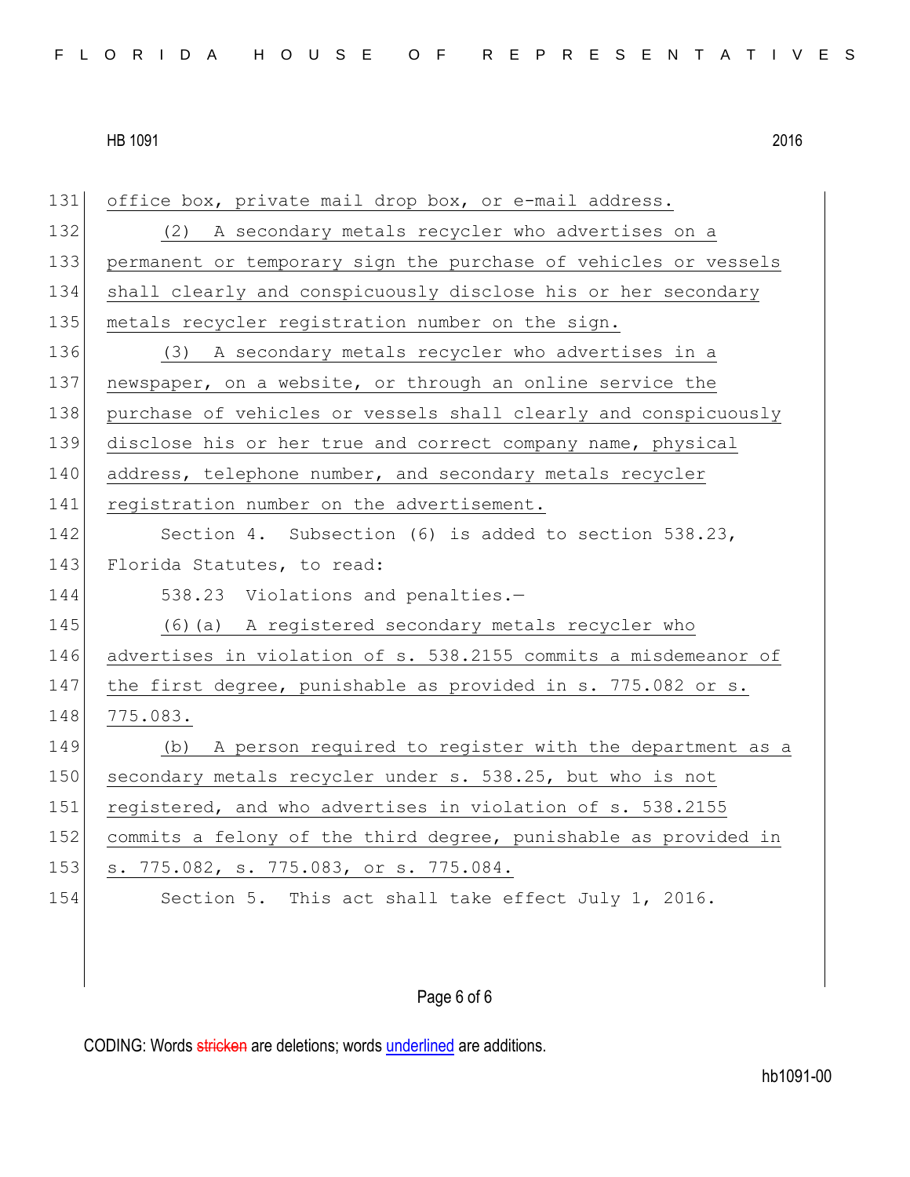office box, private mail drop box, or e-mail address.

(2) A secondary metals recycler who advertises on a permanent or temporary sign the purchase of vehicles or vessels shall clearly and conspicuously disclose his or her secondary metals recycler registration number on the sign.

(3) A secondary metals recycler who advertises in a newspaper, on a website, or through an online service the purchase of vehicles or vessels shall clearly and conspicuously disclose his or her true and correct company name, physical address, telephone number, and secondary metals recycler registration number on the advertisement.

Section 4. Subsection (6) is added to section 538.23, Florida Statutes, to read:

538.23 Violations and penalties.—

(6)(a) A registered secondary metals recycler who advertises in violation of s. 538.2155 commits a misdemeanor of the first degree, punishable as provided in s. 775.082 or s. 775.083.

(b) A person required to register with the department as a secondary metals recycler under s. 538.25, but who is not registered, and who advertises in violation of s. 538.2155 commits a felony of the third degree, punishable as provided in s. 775.082, s. 775.083, or s. 775.084.

Section 5. This act shall take effect July 1, 2016.